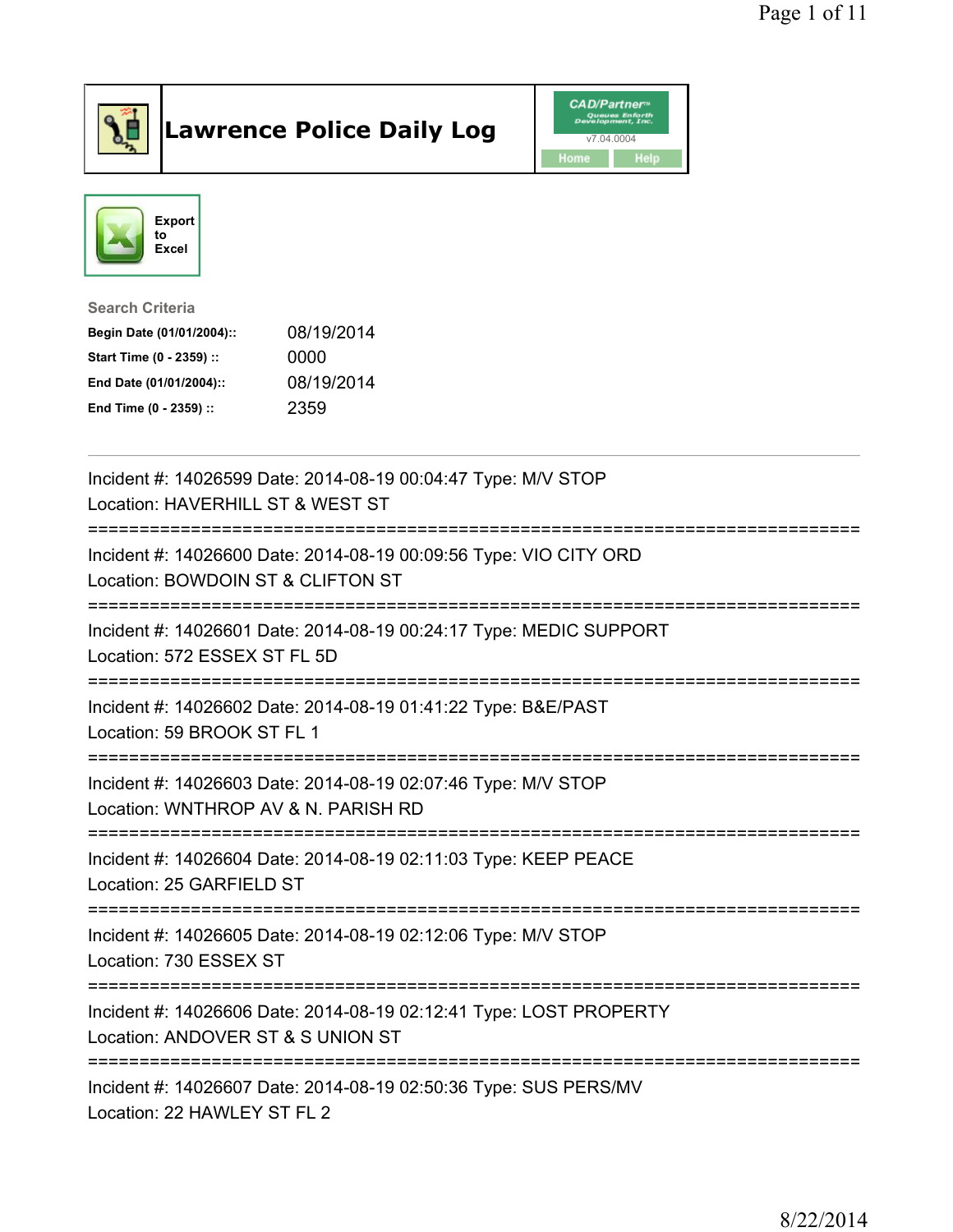# Lawrence Police Daily Log

CAD/Partner
v7.04.0004
Home Help

Export to Excel

**Search Criteria**

| | |
|---|---|
| **Begin Date (01/01/2004)::** | 08/19/2014 |
| **Start Time (0 - 2359) ::** | 0000 |
| **End Date (01/01/2004)::** | 08/19/2014 |
| **End Time (0 - 2359) ::** | 2359 |

---

Incident #: 14026599 Date: 2014-08-19 00:04:47 Type: M/V STOP
Location: HAVERHILL ST & WEST ST

===========================================================================

Incident #: 14026600 Date: 2014-08-19 00:09:56 Type: VIO CITY ORD
Location: BOWDOIN ST & CLIFTON ST

===========================================================================

Incident #: 14026601 Date: 2014-08-19 00:24:17 Type: MEDIC SUPPORT
Location: 572 ESSEX ST FL 5D

===========================================================================

Incident #: 14026602 Date: 2014-08-19 01:41:22 Type: B&E/PAST
Location: 59 BROOK ST FL 1

===========================================================================

Incident #: 14026603 Date: 2014-08-19 02:07:46 Type: M/V STOP
Location: WNTHROP AV & N. PARISH RD

===========================================================================

Incident #: 14026604 Date: 2014-08-19 02:11:03 Type: KEEP PEACE
Location: 25 GARFIELD ST

===========================================================================

Incident #: 14026605 Date: 2014-08-19 02:12:06 Type: M/V STOP
Location: 730 ESSEX ST

===========================================================================

Incident #: 14026606 Date: 2014-08-19 02:12:41 Type: LOST PROPERTY
Location: ANDOVER ST & S UNION ST

===========================================================================

Incident #: 14026607 Date: 2014-08-19 02:50:36 Type: SUS PERS/MV
Location: 22 HAWLEY ST FL 2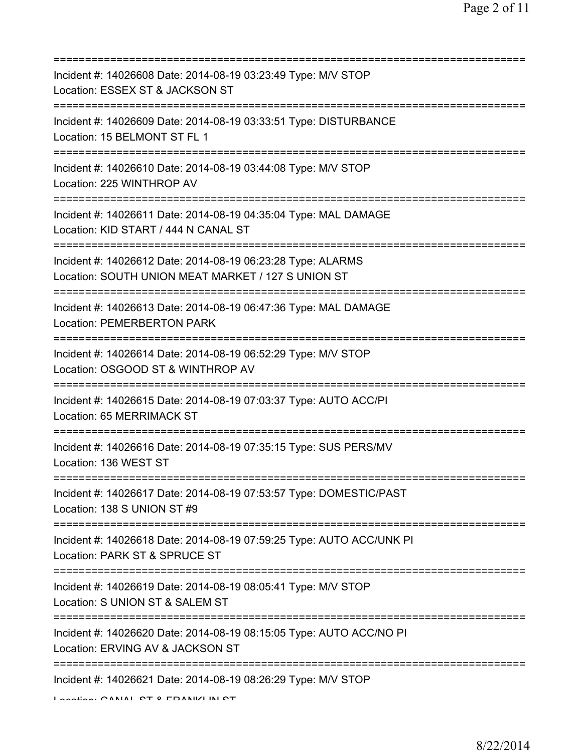===========================================================================
Incident #: 14026608 Date: 2014-08-19 03:23:49 Type: M/V STOP
Location: ESSEX ST & JACKSON ST
===========================================================================
Incident #: 14026609 Date: 2014-08-19 03:33:51 Type: DISTURBANCE
Location: 15 BELMONT ST FL 1
===========================================================================
Incident #: 14026610 Date: 2014-08-19 03:44:08 Type: M/V STOP
Location: 225 WINTHROP AV
===========================================================================
Incident #: 14026611 Date: 2014-08-19 04:35:04 Type: MAL DAMAGE
Location: KID START / 444 N CANAL ST
===========================================================================
Incident #: 14026612 Date: 2014-08-19 06:23:28 Type: ALARMS
Location: SOUTH UNION MEAT MARKET / 127 S UNION ST
===========================================================================
Incident #: 14026613 Date: 2014-08-19 06:47:36 Type: MAL DAMAGE
Location: PEMERBERTON PARK
===========================================================================
Incident #: 14026614 Date: 2014-08-19 06:52:29 Type: M/V STOP
Location: OSGOOD ST & WINTHROP AV
===========================================================================
Incident #: 14026615 Date: 2014-08-19 07:03:37 Type: AUTO ACC/PI
Location: 65 MERRIMACK ST
===========================================================================
Incident #: 14026616 Date: 2014-08-19 07:35:15 Type: SUS PERS/MV
Location: 136 WEST ST
===========================================================================
Incident #: 14026617 Date: 2014-08-19 07:53:57 Type: DOMESTIC/PAST
Location: 138 S UNION ST #9
===========================================================================
Incident #: 14026618 Date: 2014-08-19 07:59:25 Type: AUTO ACC/UNK PI
Location: PARK ST & SPRUCE ST
===========================================================================
Incident #: 14026619 Date: 2014-08-19 08:05:41 Type: M/V STOP
Location: S UNION ST & SALEM ST
===========================================================================
Incident #: 14026620 Date: 2014-08-19 08:15:05 Type: AUTO ACC/NO PI
Location: ERVING AV & JACKSON ST
===========================================================================
Incident #: 14026621 Date: 2014-08-19 08:26:29 Type: M/V STOP
Location: CANAL ST & FRANKLIN ST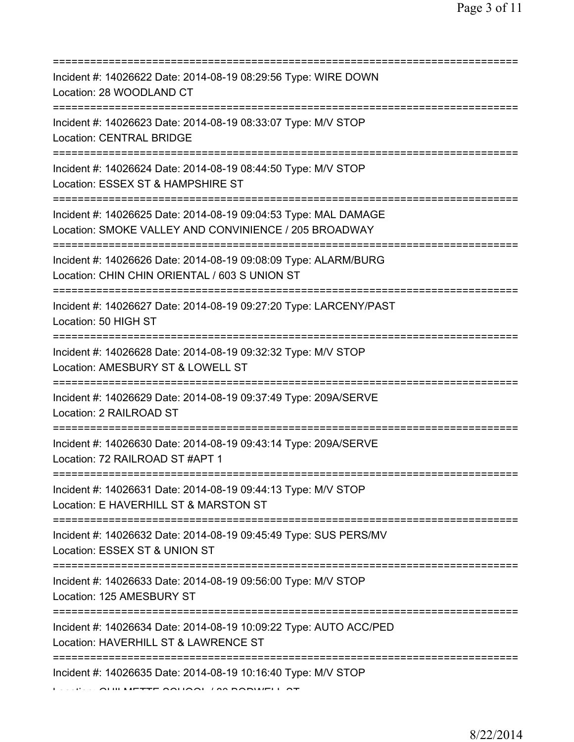===========================================================================
Incident #: 14026622 Date: 2014-08-19 08:29:56 Type: WIRE DOWN
Location: 28 WOODLAND CT
===========================================================================
Incident #: 14026623 Date: 2014-08-19 08:33:07 Type: M/V STOP
Location: CENTRAL BRIDGE
===========================================================================
Incident #: 14026624 Date: 2014-08-19 08:44:50 Type: M/V STOP
Location: ESSEX ST & HAMPSHIRE ST
===========================================================================
Incident #: 14026625 Date: 2014-08-19 09:04:53 Type: MAL DAMAGE
Location: SMOKE VALLEY AND CONVINIENCE / 205 BROADWAY
===========================================================================
Incident #: 14026626 Date: 2014-08-19 09:08:09 Type: ALARM/BURG
Location: CHIN CHIN ORIENTAL / 603 S UNION ST
===========================================================================
Incident #: 14026627 Date: 2014-08-19 09:27:20 Type: LARCENY/PAST
Location: 50 HIGH ST
===========================================================================
Incident #: 14026628 Date: 2014-08-19 09:32:32 Type: M/V STOP
Location: AMESBURY ST & LOWELL ST
===========================================================================
Incident #: 14026629 Date: 2014-08-19 09:37:49 Type: 209A/SERVE
Location: 2 RAILROAD ST
===========================================================================
Incident #: 14026630 Date: 2014-08-19 09:43:14 Type: 209A/SERVE
Location: 72 RAILROAD ST #APT 1
===========================================================================
Incident #: 14026631 Date: 2014-08-19 09:44:13 Type: M/V STOP
Location: E HAVERHILL ST & MARSTON ST
===========================================================================
Incident #: 14026632 Date: 2014-08-19 09:45:49 Type: SUS PERS/MV
Location: ESSEX ST & UNION ST
===========================================================================
Incident #: 14026633 Date: 2014-08-19 09:56:00 Type: M/V STOP
Location: 125 AMESBURY ST
===========================================================================
Incident #: 14026634 Date: 2014-08-19 10:09:22 Type: AUTO ACC/PED
Location: HAVERHILL ST & LAWRENCE ST
===========================================================================
Incident #: 14026635 Date: 2014-08-19 10:16:40 Type: M/V STOP
Location: GUILMETTE SCHOOL / 80 BODWELL ST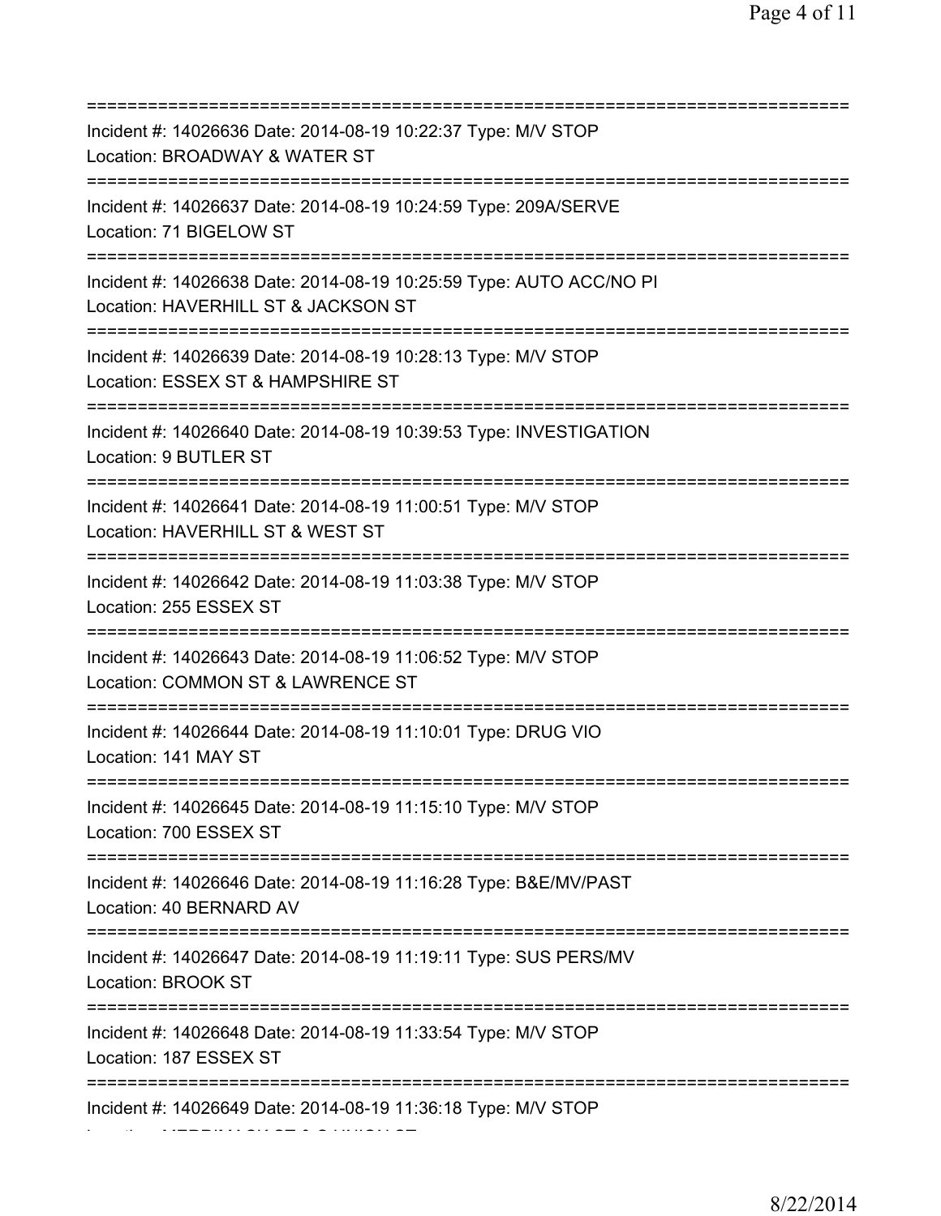===========================================================================
Incident #: 14026636 Date: 2014-08-19 10:22:37 Type: M/V STOP
Location: BROADWAY & WATER ST
===========================================================================
Incident #: 14026637 Date: 2014-08-19 10:24:59 Type: 209A/SERVE
Location: 71 BIGELOW ST
===========================================================================
Incident #: 14026638 Date: 2014-08-19 10:25:59 Type: AUTO ACC/NO PI
Location: HAVERHILL ST & JACKSON ST
===========================================================================
Incident #: 14026639 Date: 2014-08-19 10:28:13 Type: M/V STOP
Location: ESSEX ST & HAMPSHIRE ST
===========================================================================
Incident #: 14026640 Date: 2014-08-19 10:39:53 Type: INVESTIGATION
Location: 9 BUTLER ST
===========================================================================
Incident #: 14026641 Date: 2014-08-19 11:00:51 Type: M/V STOP
Location: HAVERHILL ST & WEST ST
===========================================================================
Incident #: 14026642 Date: 2014-08-19 11:03:38 Type: M/V STOP
Location: 255 ESSEX ST
===========================================================================
Incident #: 14026643 Date: 2014-08-19 11:06:52 Type: M/V STOP
Location: COMMON ST & LAWRENCE ST
===========================================================================
Incident #: 14026644 Date: 2014-08-19 11:10:01 Type: DRUG VIO
Location: 141 MAY ST
===========================================================================
Incident #: 14026645 Date: 2014-08-19 11:15:10 Type: M/V STOP
Location: 700 ESSEX ST
===========================================================================
Incident #: 14026646 Date: 2014-08-19 11:16:28 Type: B&E/MV/PAST
Location: 40 BERNARD AV
===========================================================================
Incident #: 14026647 Date: 2014-08-19 11:19:11 Type: SUS PERS/MV
Location: BROOK ST
===========================================================================
Incident #: 14026648 Date: 2014-08-19 11:33:54 Type: M/V STOP
Location: 187 ESSEX ST
===========================================================================
Incident #: 14026649 Date: 2014-08-19 11:36:18 Type: M/V STOP
Location: MERRIMACK ST & S UNION ST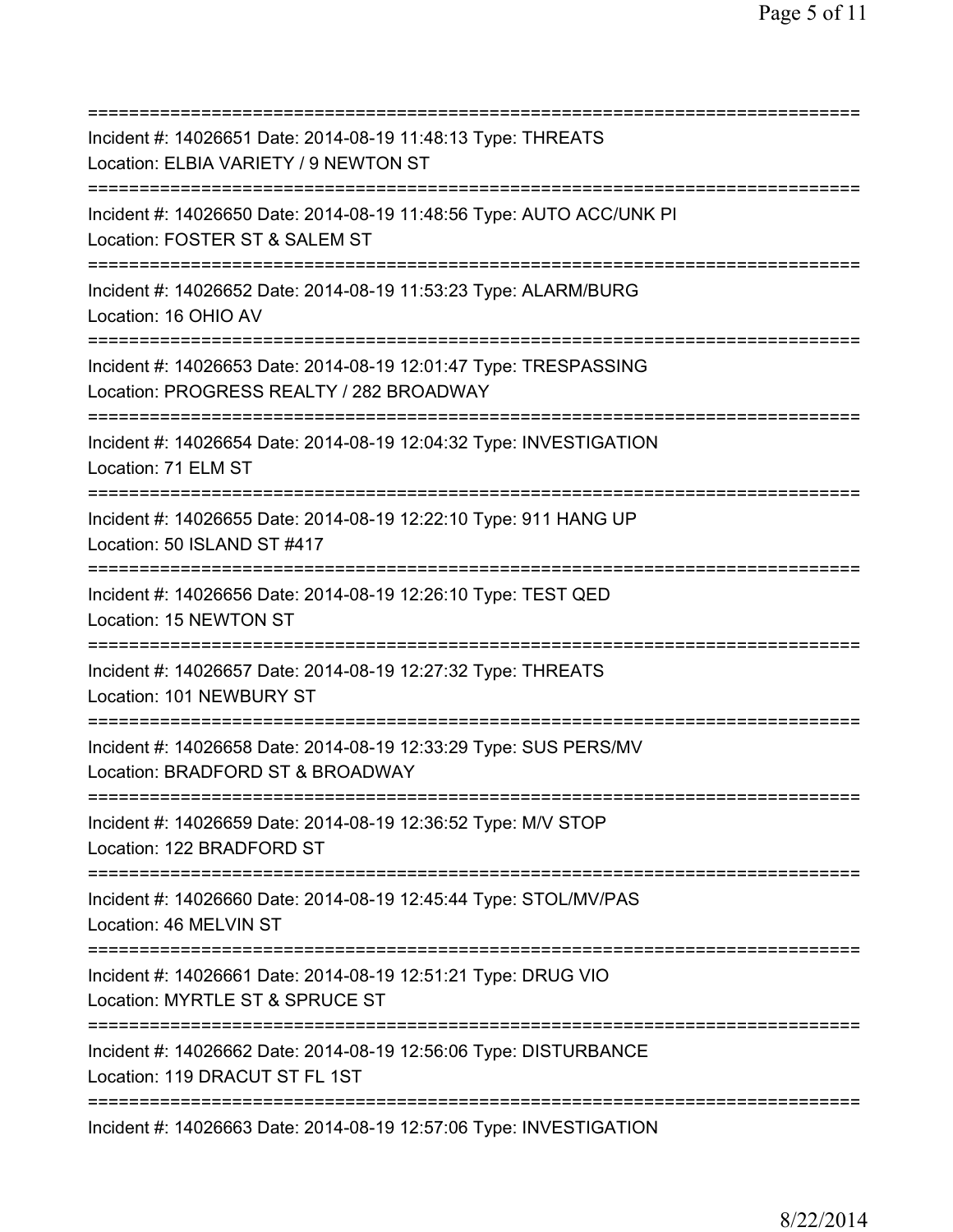===========================================================================
Incident #: 14026651 Date: 2014-08-19 11:48:13 Type: THREATS
Location: ELBIA VARIETY / 9 NEWTON ST
===========================================================================
Incident #: 14026650 Date: 2014-08-19 11:48:56 Type: AUTO ACC/UNK PI
Location: FOSTER ST & SALEM ST
===========================================================================
Incident #: 14026652 Date: 2014-08-19 11:53:23 Type: ALARM/BURG
Location: 16 OHIO AV
===========================================================================
Incident #: 14026653 Date: 2014-08-19 12:01:47 Type: TRESPASSING
Location: PROGRESS REALTY / 282 BROADWAY
===========================================================================
Incident #: 14026654 Date: 2014-08-19 12:04:32 Type: INVESTIGATION
Location: 71 ELM ST
===========================================================================
Incident #: 14026655 Date: 2014-08-19 12:22:10 Type: 911 HANG UP
Location: 50 ISLAND ST #417
===========================================================================
Incident #: 14026656 Date: 2014-08-19 12:26:10 Type: TEST QED
Location: 15 NEWTON ST
===========================================================================
Incident #: 14026657 Date: 2014-08-19 12:27:32 Type: THREATS
Location: 101 NEWBURY ST
===========================================================================
Incident #: 14026658 Date: 2014-08-19 12:33:29 Type: SUS PERS/MV
Location: BRADFORD ST & BROADWAY
===========================================================================
Incident #: 14026659 Date: 2014-08-19 12:36:52 Type: M/V STOP
Location: 122 BRADFORD ST
===========================================================================
Incident #: 14026660 Date: 2014-08-19 12:45:44 Type: STOL/MV/PAS
Location: 46 MELVIN ST
===========================================================================
Incident #: 14026661 Date: 2014-08-19 12:51:21 Type: DRUG VIO
Location: MYRTLE ST & SPRUCE ST
===========================================================================
Incident #: 14026662 Date: 2014-08-19 12:56:06 Type: DISTURBANCE
Location: 119 DRACUT ST FL 1ST
===========================================================================
Incident #: 14026663 Date: 2014-08-19 12:57:06 Type: INVESTIGATION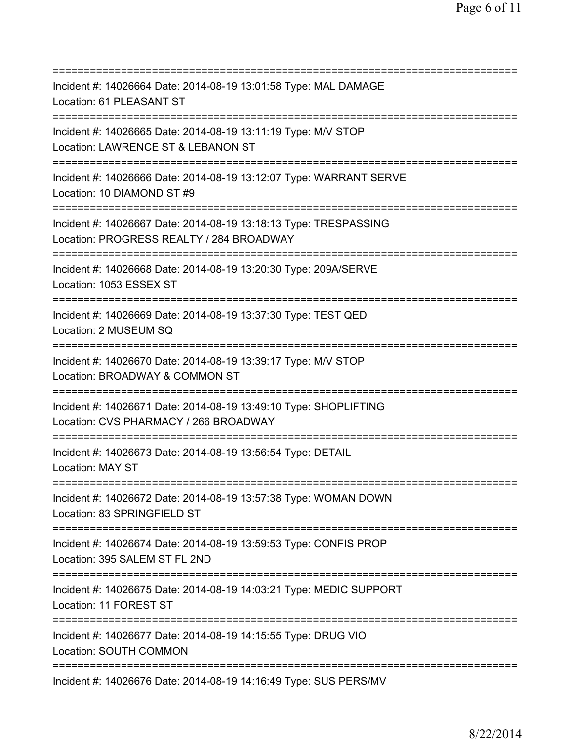===========================================================================
Incident #: 14026664 Date: 2014-08-19 13:01:58 Type: MAL DAMAGE
Location: 61 PLEASANT ST
===========================================================================
Incident #: 14026665 Date: 2014-08-19 13:11:19 Type: M/V STOP
Location: LAWRENCE ST & LEBANON ST
===========================================================================
Incident #: 14026666 Date: 2014-08-19 13:12:07 Type: WARRANT SERVE
Location: 10 DIAMOND ST #9
===========================================================================
Incident #: 14026667 Date: 2014-08-19 13:18:13 Type: TRESPASSING
Location: PROGRESS REALTY / 284 BROADWAY
===========================================================================
Incident #: 14026668 Date: 2014-08-19 13:20:30 Type: 209A/SERVE
Location: 1053 ESSEX ST
===========================================================================
Incident #: 14026669 Date: 2014-08-19 13:37:30 Type: TEST QED
Location: 2 MUSEUM SQ
===========================================================================
Incident #: 14026670 Date: 2014-08-19 13:39:17 Type: M/V STOP
Location: BROADWAY & COMMON ST
===========================================================================
Incident #: 14026671 Date: 2014-08-19 13:49:10 Type: SHOPLIFTING
Location: CVS PHARMACY / 266 BROADWAY
===========================================================================
Incident #: 14026673 Date: 2014-08-19 13:56:54 Type: DETAIL
Location: MAY ST
===========================================================================
Incident #: 14026672 Date: 2014-08-19 13:57:38 Type: WOMAN DOWN
Location: 83 SPRINGFIELD ST
===========================================================================
Incident #: 14026674 Date: 2014-08-19 13:59:53 Type: CONFIS PROP
Location: 395 SALEM ST FL 2ND
===========================================================================
Incident #: 14026675 Date: 2014-08-19 14:03:21 Type: MEDIC SUPPORT
Location: 11 FOREST ST
===========================================================================
Incident #: 14026677 Date: 2014-08-19 14:15:55 Type: DRUG VIO
Location: SOUTH COMMON
===========================================================================
Incident #: 14026676 Date: 2014-08-19 14:16:49 Type: SUS PERS/MV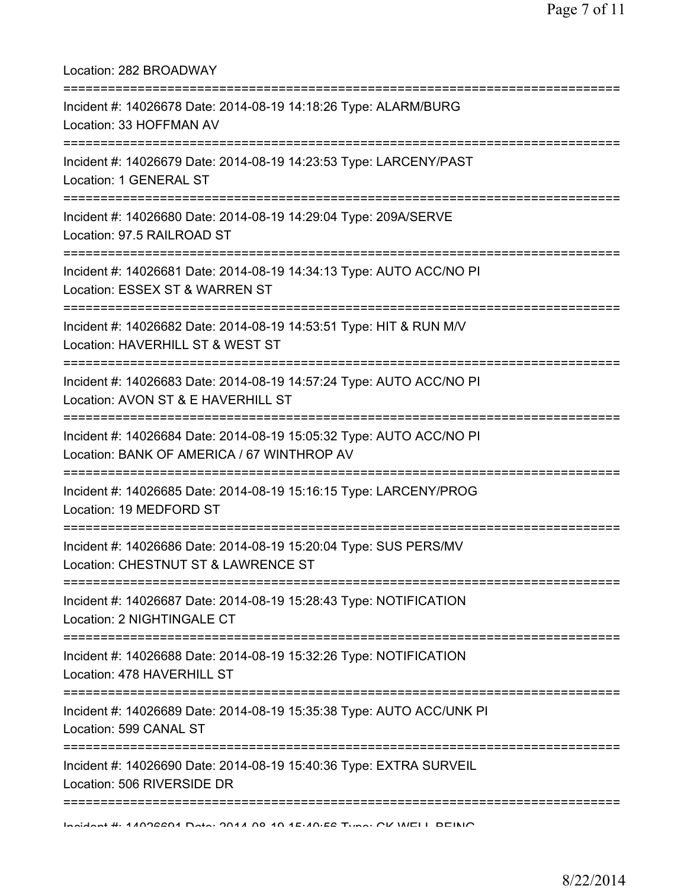Location: 282 BROADWAY

===========================================================================

Incident #: 14026678 Date: 2014-08-19 14:18:26 Type: ALARM/BURG
Location: 33 HOFFMAN AV

===========================================================================

Incident #: 14026679 Date: 2014-08-19 14:23:53 Type: LARCENY/PAST
Location: 1 GENERAL ST

===========================================================================

Incident #: 14026680 Date: 2014-08-19 14:29:04 Type: 209A/SERVE
Location: 97.5 RAILROAD ST

===========================================================================

Incident #: 14026681 Date: 2014-08-19 14:34:13 Type: AUTO ACC/NO PI
Location: ESSEX ST & WARREN ST

===========================================================================

Incident #: 14026682 Date: 2014-08-19 14:53:51 Type: HIT & RUN M/V
Location: HAVERHILL ST & WEST ST

===========================================================================

Incident #: 14026683 Date: 2014-08-19 14:57:24 Type: AUTO ACC/NO PI
Location: AVON ST & E HAVERHILL ST

===========================================================================

Incident #: 14026684 Date: 2014-08-19 15:05:32 Type: AUTO ACC/NO PI
Location: BANK OF AMERICA / 67 WINTHROP AV

===========================================================================

Incident #: 14026685 Date: 2014-08-19 15:16:15 Type: LARCENY/PROG
Location: 19 MEDFORD ST

===========================================================================

Incident #: 14026686 Date: 2014-08-19 15:20:04 Type: SUS PERS/MV
Location: CHESTNUT ST & LAWRENCE ST

===========================================================================

Incident #: 14026687 Date: 2014-08-19 15:28:43 Type: NOTIFICATION
Location: 2 NIGHTINGALE CT

===========================================================================

Incident #: 14026688 Date: 2014-08-19 15:32:26 Type: NOTIFICATION
Location: 478 HAVERHILL ST

===========================================================================

Incident #: 14026689 Date: 2014-08-19 15:35:38 Type: AUTO ACC/UNK PI
Location: 599 CANAL ST

===========================================================================

Incident #: 14026690 Date: 2014-08-19 15:40:36 Type: EXTRA SURVEIL
Location: 506 RIVERSIDE DR

===========================================================================

Incident #: 14026691 Date: 2014-08-19 15:40:56 Type: CK WELL BEING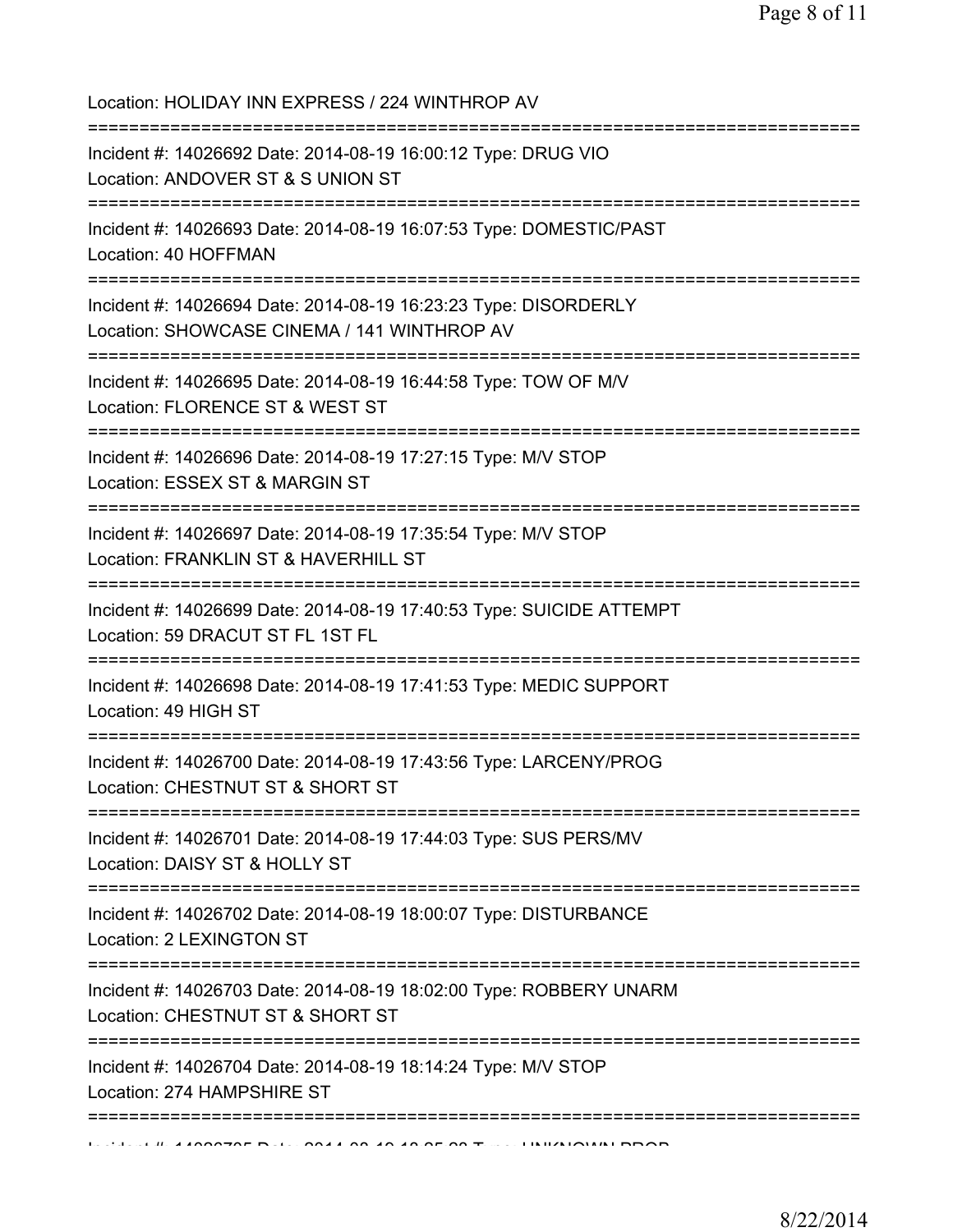Location: HOLIDAY INN EXPRESS / 224 WINTHROP AV

===========================================================================

Incident #: 14026692 Date: 2014-08-19 16:00:12 Type: DRUG VIO
Location: ANDOVER ST & S UNION ST

===========================================================================

Incident #: 14026693 Date: 2014-08-19 16:07:53 Type: DOMESTIC/PAST
Location: 40 HOFFMAN

===========================================================================

Incident #: 14026694 Date: 2014-08-19 16:23:23 Type: DISORDERLY
Location: SHOWCASE CINEMA / 141 WINTHROP AV

===========================================================================

Incident #: 14026695 Date: 2014-08-19 16:44:58 Type: TOW OF M/V
Location: FLORENCE ST & WEST ST

===========================================================================

Incident #: 14026696 Date: 2014-08-19 17:27:15 Type: M/V STOP
Location: ESSEX ST & MARGIN ST

===========================================================================

Incident #: 14026697 Date: 2014-08-19 17:35:54 Type: M/V STOP
Location: FRANKLIN ST & HAVERHILL ST

===========================================================================

Incident #: 14026699 Date: 2014-08-19 17:40:53 Type: SUICIDE ATTEMPT
Location: 59 DRACUT ST FL 1ST FL

===========================================================================

Incident #: 14026698 Date: 2014-08-19 17:41:53 Type: MEDIC SUPPORT
Location: 49 HIGH ST

===========================================================================

Incident #: 14026700 Date: 2014-08-19 17:43:56 Type: LARCENY/PROG
Location: CHESTNUT ST & SHORT ST

===========================================================================

Incident #: 14026701 Date: 2014-08-19 17:44:03 Type: SUS PERS/MV
Location: DAISY ST & HOLLY ST

===========================================================================

Incident #: 14026702 Date: 2014-08-19 18:00:07 Type: DISTURBANCE
Location: 2 LEXINGTON ST

===========================================================================

Incident #: 14026703 Date: 2014-08-19 18:02:00 Type: ROBBERY UNARM
Location: CHESTNUT ST & SHORT ST

===========================================================================

Incident #: 14026704 Date: 2014-08-19 18:14:24 Type: M/V STOP
Location: 274 HAMPSHIRE ST

===========================================================================

Incident #: 14026705 Date: 2014-08-19 18:25:28 Type: UNKNOWN PROB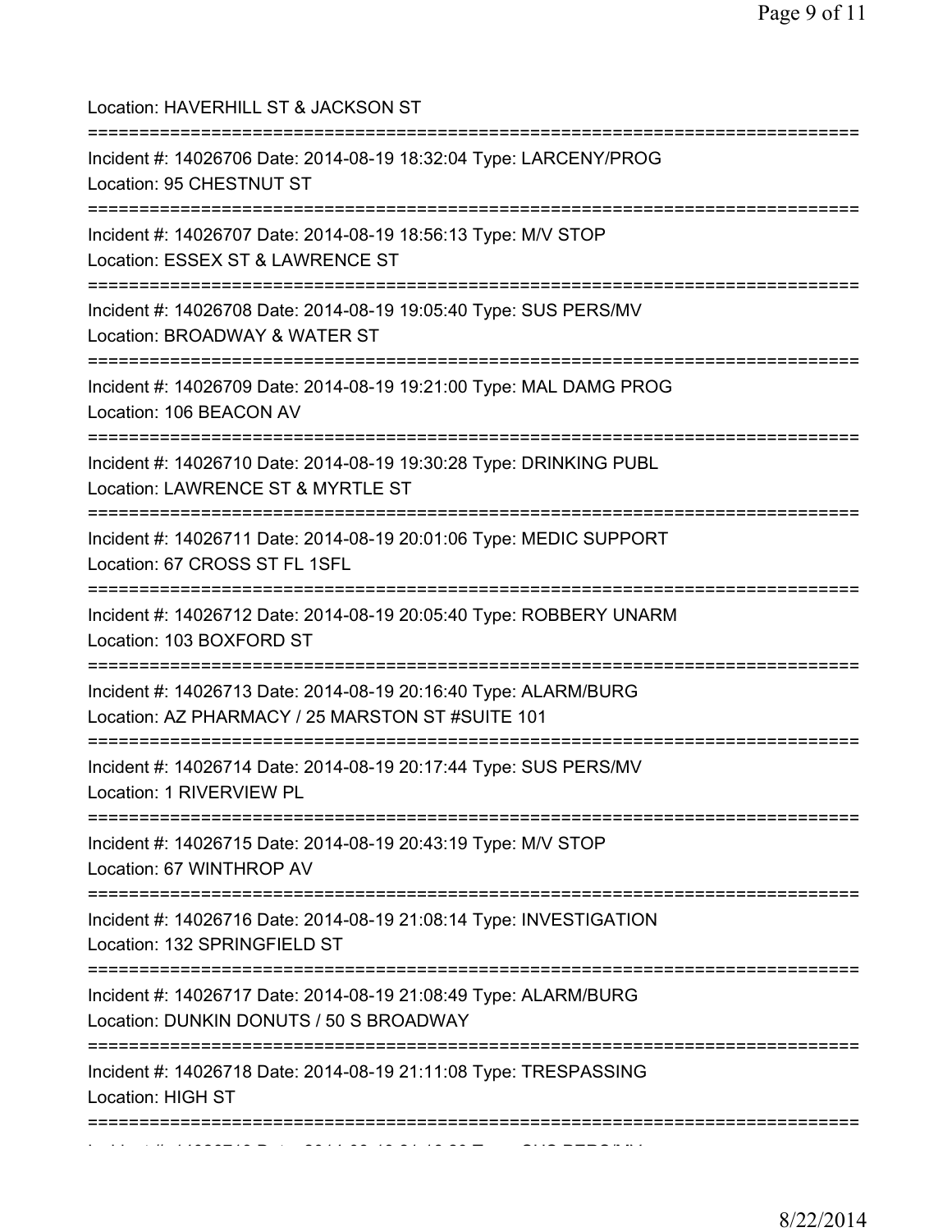Location: HAVERHILL ST & JACKSON ST

===========================================================================

Incident #: 14026706 Date: 2014-08-19 18:32:04 Type: LARCENY/PROG
Location: 95 CHESTNUT ST

===========================================================================

Incident #: 14026707 Date: 2014-08-19 18:56:13 Type: M/V STOP
Location: ESSEX ST & LAWRENCE ST

===========================================================================

Incident #: 14026708 Date: 2014-08-19 19:05:40 Type: SUS PERS/MV
Location: BROADWAY & WATER ST

===========================================================================

Incident #: 14026709 Date: 2014-08-19 19:21:00 Type: MAL DAMG PROG
Location: 106 BEACON AV

===========================================================================

Incident #: 14026710 Date: 2014-08-19 19:30:28 Type: DRINKING PUBL
Location: LAWRENCE ST & MYRTLE ST

===========================================================================

Incident #: 14026711 Date: 2014-08-19 20:01:06 Type: MEDIC SUPPORT
Location: 67 CROSS ST FL 1SFL

===========================================================================

Incident #: 14026712 Date: 2014-08-19 20:05:40 Type: ROBBERY UNARM
Location: 103 BOXFORD ST

===========================================================================

Incident #: 14026713 Date: 2014-08-19 20:16:40 Type: ALARM/BURG
Location: AZ PHARMACY / 25 MARSTON ST #SUITE 101

===========================================================================

Incident #: 14026714 Date: 2014-08-19 20:17:44 Type: SUS PERS/MV
Location: 1 RIVERVIEW PL

===========================================================================

Incident #: 14026715 Date: 2014-08-19 20:43:19 Type: M/V STOP
Location: 67 WINTHROP AV

===========================================================================

Incident #: 14026716 Date: 2014-08-19 21:08:14 Type: INVESTIGATION
Location: 132 SPRINGFIELD ST

===========================================================================

Incident #: 14026717 Date: 2014-08-19 21:08:49 Type: ALARM/BURG
Location: DUNKIN DONUTS / 50 S BROADWAY

===========================================================================

Incident #: 14026718 Date: 2014-08-19 21:11:08 Type: TRESPASSING
Location: HIGH ST

===========================================================================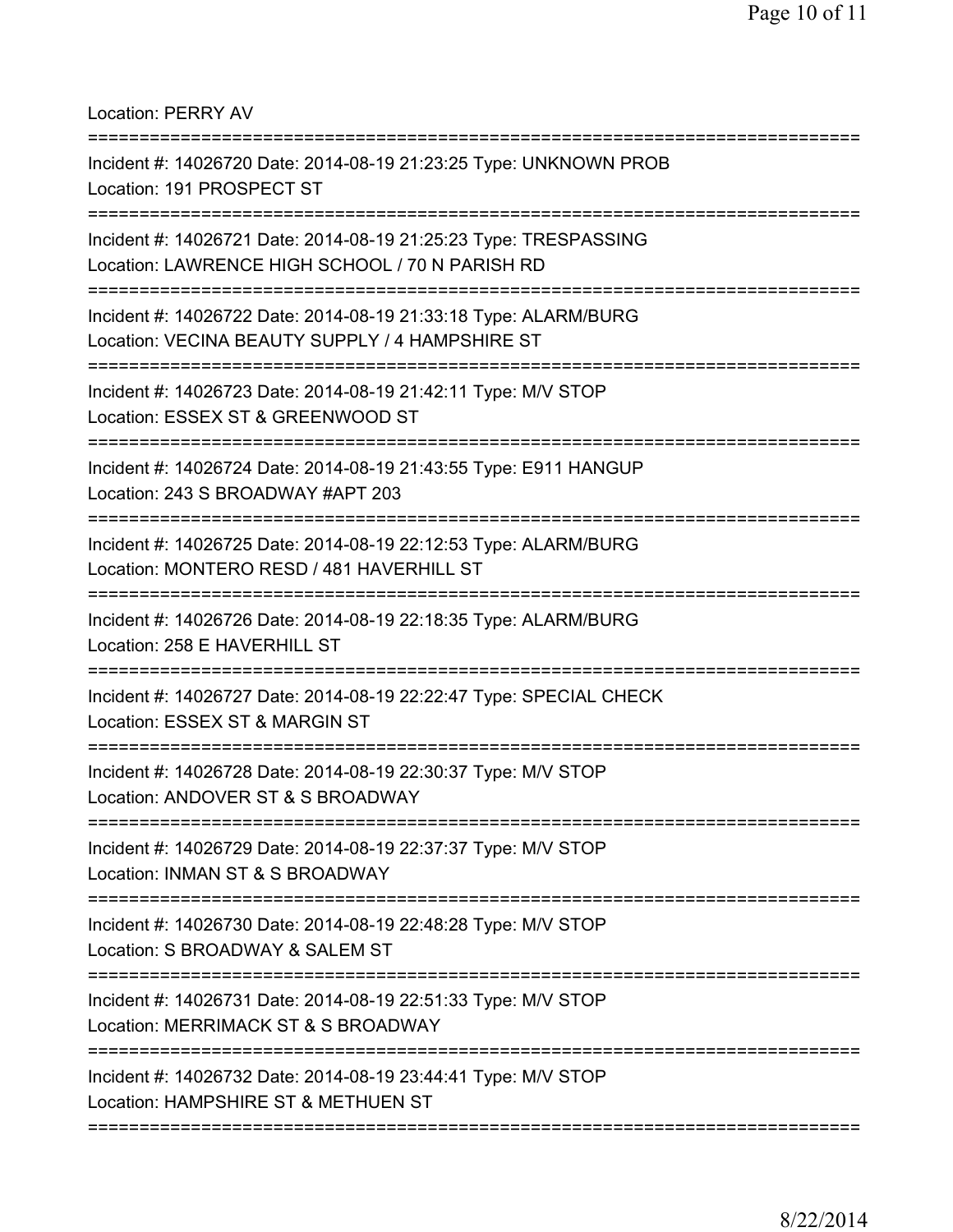Location: PERRY AV

===========================================================================

Incident #: 14026720 Date: 2014-08-19 21:23:25 Type: UNKNOWN PROB
Location: 191 PROSPECT ST

===========================================================================

Incident #: 14026721 Date: 2014-08-19 21:25:23 Type: TRESPASSING
Location: LAWRENCE HIGH SCHOOL / 70 N PARISH RD

===========================================================================

Incident #: 14026722 Date: 2014-08-19 21:33:18 Type: ALARM/BURG
Location: VECINA BEAUTY SUPPLY / 4 HAMPSHIRE ST

===========================================================================

Incident #: 14026723 Date: 2014-08-19 21:42:11 Type: M/V STOP
Location: ESSEX ST & GREENWOOD ST

===========================================================================

Incident #: 14026724 Date: 2014-08-19 21:43:55 Type: E911 HANGUP
Location: 243 S BROADWAY #APT 203

===========================================================================

Incident #: 14026725 Date: 2014-08-19 22:12:53 Type: ALARM/BURG
Location: MONTERO RESD / 481 HAVERHILL ST

===========================================================================

Incident #: 14026726 Date: 2014-08-19 22:18:35 Type: ALARM/BURG
Location: 258 E HAVERHILL ST

===========================================================================

Incident #: 14026727 Date: 2014-08-19 22:22:47 Type: SPECIAL CHECK
Location: ESSEX ST & MARGIN ST

===========================================================================

Incident #: 14026728 Date: 2014-08-19 22:30:37 Type: M/V STOP
Location: ANDOVER ST & S BROADWAY

===========================================================================

Incident #: 14026729 Date: 2014-08-19 22:37:37 Type: M/V STOP
Location: INMAN ST & S BROADWAY

===========================================================================

Incident #: 14026730 Date: 2014-08-19 22:48:28 Type: M/V STOP
Location: S BROADWAY & SALEM ST

===========================================================================

Incident #: 14026731 Date: 2014-08-19 22:51:33 Type: M/V STOP
Location: MERRIMACK ST & S BROADWAY

===========================================================================

Incident #: 14026732 Date: 2014-08-19 23:44:41 Type: M/V STOP
Location: HAMPSHIRE ST & METHUEN ST

===========================================================================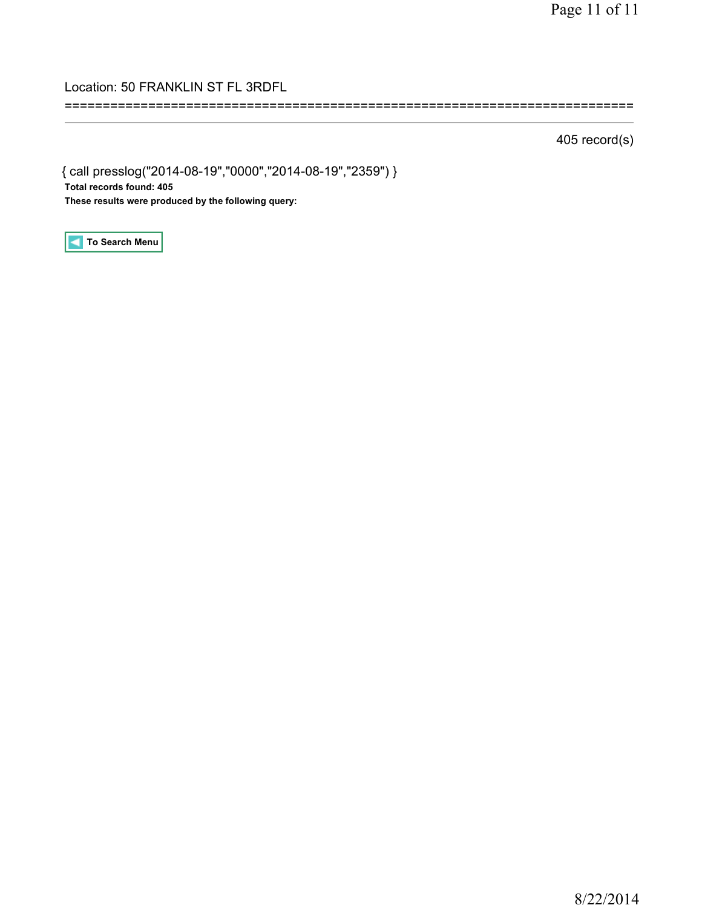Location: 50 FRANKLIN ST FL 3RDFL

==========================================================================

405 record(s)

{ call presslog("2014-08-19","0000","2014-08-19","2359") }

**Total records found: 405**

**These results were produced by the following query:**

**To Search Menu**